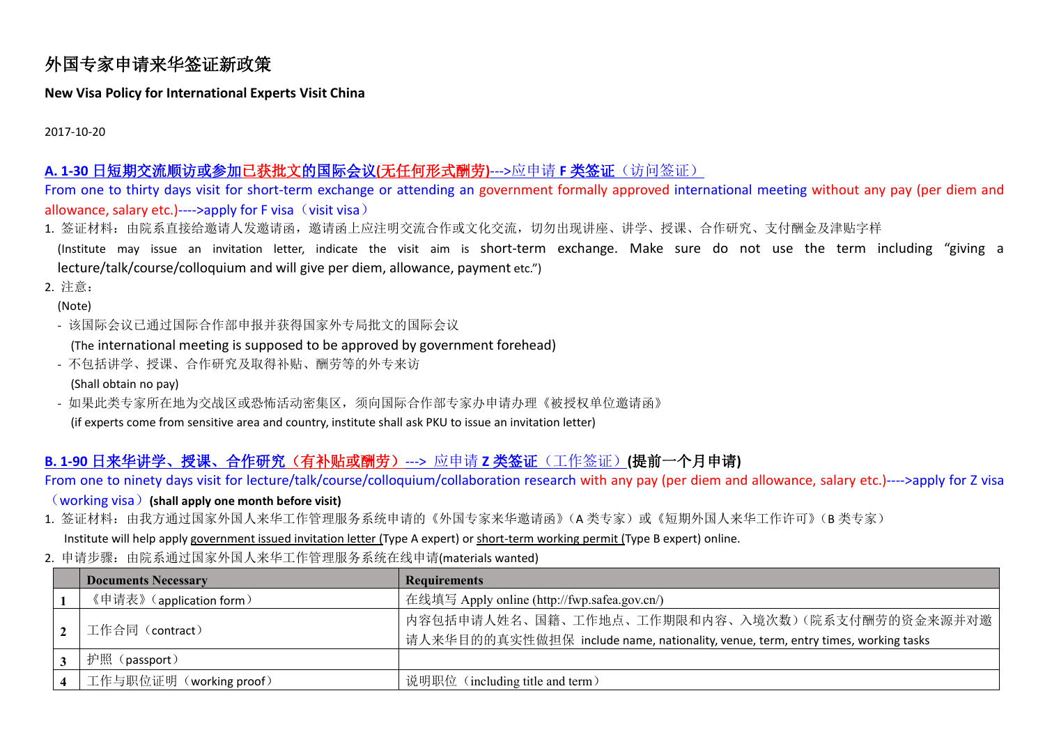# 外国专家申请来华签证新政策

**New Visa Policy for International Experts Visit China**

2017-10-20

## A. 1-30 日短期交流顺访或参加已获批文的国际会议(无任何形式酬劳)--->应申请 F 类签证（访问签证）

From one to thirty days visit for short-term exchange or attending an government formally approved international meeting without any pay (per diem and allowance, salary etc.)---->apply for F visa（visit visa）

1. 签证材料：由院系直接给邀请人发邀请函，邀请函上应注明交流合作或文化交流，切勿出现讲座、讲学、授课、合作研究、支付酬金及津贴字样

   (Institute may issue an invitation letter, indicate the visit aim is short-term exchange. Make sure do not use the term including "giving a lecture/talk/course/colloquium and will give per diem, allowance, payment etc.")

2. 注意：

   (Note)

   - 该国际会议已通过国际合作部申报并获得国家外专局批文的国际会议

     (The international meeting is supposed to be approved by government forehead)

   - 不包括讲学、授课、合作研究及取得补贴、酬劳等的外专来访

     (Shall obtain no pay)

   - 如果此类专家所在地为交战区或恐怖活动密集区，须向国际合作部专家办申请办理《被授权单位邀请函》

     (if experts come from sensitive area and country, institute shall ask PKU to issue an invitation letter)

## B. 1-90 日来华讲学、授课、合作研究（有补贴或酬劳）---> 应申请 Z 类签证（工作签证）(提前一个月申请)

From one to ninety days visit for lecture/talk/course/colloquium/collaboration research with any pay (per diem and allowance, salary etc.)---->apply for Z visa（working visa）**(shall apply one month before visit)**

1. 签证材料：由我方通过国家外国人来华工作管理服务系统申请的《外国专家来华邀请函》（A 类专家）或《短期外国人来华工作许可》（B 类专家）

   Institute will help apply government issued invitation letter (Type A expert) or short-term working permit (Type B expert) online.

2. 申请步骤：由院系通过国家外国人来华工作管理服务系统在线申请(materials wanted)

| | Documents Necessary | Requirements |
|---|---|---|
| 1 | 《申请表》(application form) | 在线填写 Apply online (http://fwp.safea.gov.cn/) |
| 2 | 工作合同（contract） | 内容包括申请人姓名、国籍、工作地点、工作期限和内容、入境次数）(院系支付酬劳的资金来源并对邀请人来华目的的真实性做担保 include name, nationality, venue, term, entry times, working tasks |
| 3 | 护照（passport） | |
| 4 | 工作与职位证明（working proof） | 说明职位（including title and term） |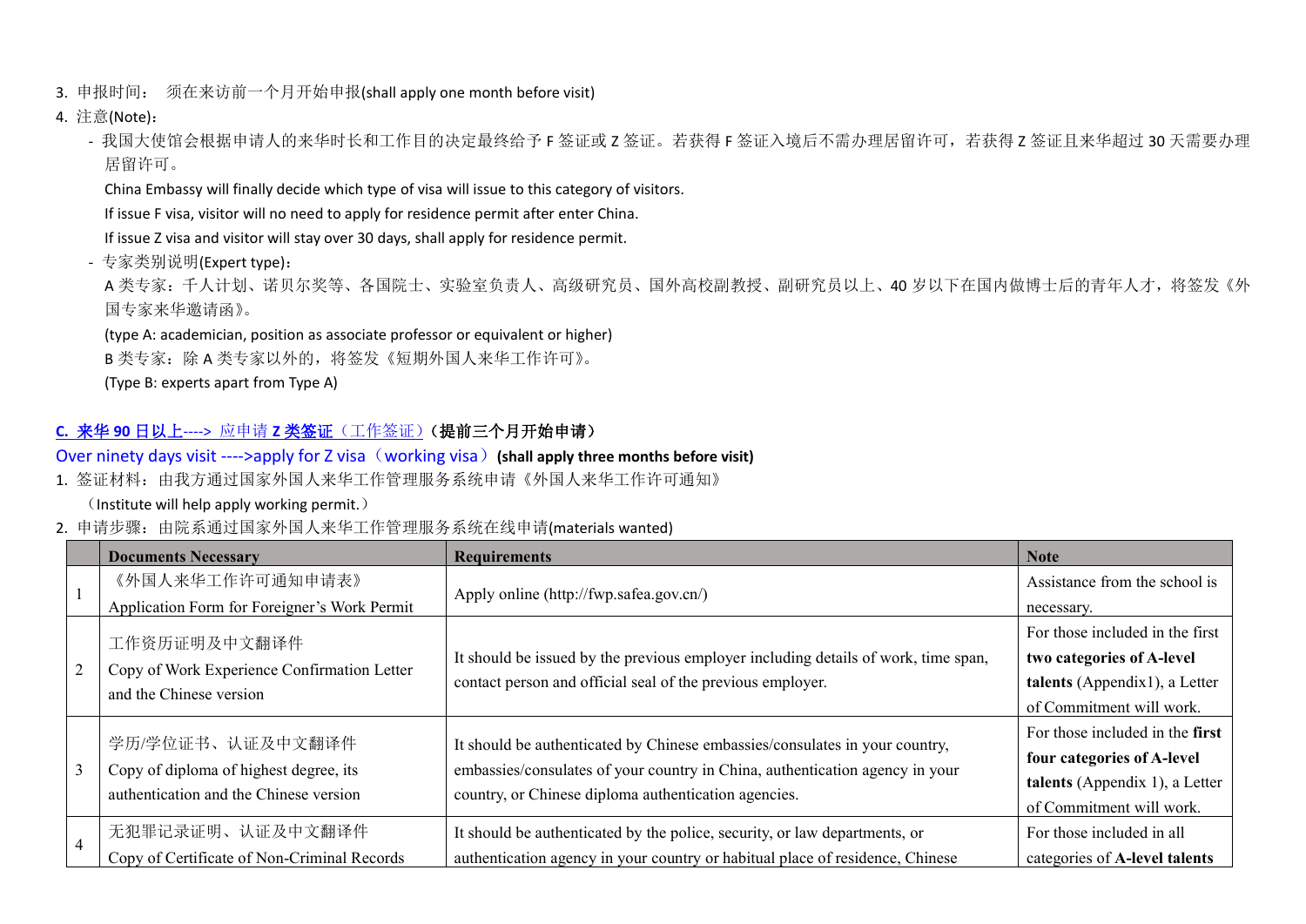3. 申报时间： 须在来访前一个月开始申报(shall apply one month before visit)
4. 注意(Note)：
   - 我国大使馆会根据申请人的来华时长和工作目的决定最终给予 F 签证或 Z 签证。若获得 F 签证入境后不需办理居留许可，若获得 Z 签证且来华超过 30 天需要办理居留许可。

     China Embassy will finally decide which type of visa will issue to this category of visitors.

     If issue F visa, visitor will no need to apply for residence permit after enter China.

     If issue Z visa and visitor will stay over 30 days, shall apply for residence permit.
   - 专家类别说明(Expert type)：

     A 类专家：千人计划、诺贝尔奖等、各国院士、实验室负责人、高级研究员、国外高校副教授、副研究员以上、40 岁以下在国内做博士后的青年人才，将签发《外国专家来华邀请函》。

     (type A: academician, position as associate professor or equivalent or higher)

     B 类专家：除 A 类专家以外的，将签发《短期外国人来华工作许可》。

     (Type B: experts apart from Type A)

**C. 来华 90 日以上----> 应申请 Z 类签证（工作签证）（提前三个月开始申请）**

Over ninety days visit ---->apply for Z visa（working visa）**(shall apply three months before visit)**

1. 签证材料：由我方通过国家外国人来华工作管理服务系统申请《外国人来华工作许可通知》

   （Institute will help apply working permit.）
2. 申请步骤：由院系通过国家外国人来华工作管理服务系统在线申请(materials wanted)

| | **Documents Necessary** | **Requirements** | **Note** |
|---|---|---|---|
| 1 | 《外国人来华工作许可通知申请表》 Application Form for Foreigner’s Work Permit | Apply online (http://fwp.safea.gov.cn/) | Assistance from the school is necessary. |
| 2 | 工作资历证明及中文翻译件 Copy of Work Experience Confirmation Letter and the Chinese version | It should be issued by the previous employer including details of work, time span, contact person and official seal of the previous employer. | For those included in the first **two categories of A-level talents** (Appendix1), a Letter of Commitment will work. |
| 3 | 学历/学位证书、认证及中文翻译件 Copy of diploma of highest degree, its authentication and the Chinese version | It should be authenticated by Chinese embassies/consulates in your country, embassies/consulates of your country in China, authentication agency in your country, or Chinese diploma authentication agencies. | For those included in the **first four categories of A-level talents** (Appendix 1), a Letter of Commitment will work. |
| 4 | 无犯罪记录证明、认证及中文翻译件 Copy of Certificate of Non-Criminal Records | It should be authenticated by the police, security, or law departments, or authentication agency in your country or habitual place of residence, Chinese | For those included in all categories of **A-level talents** |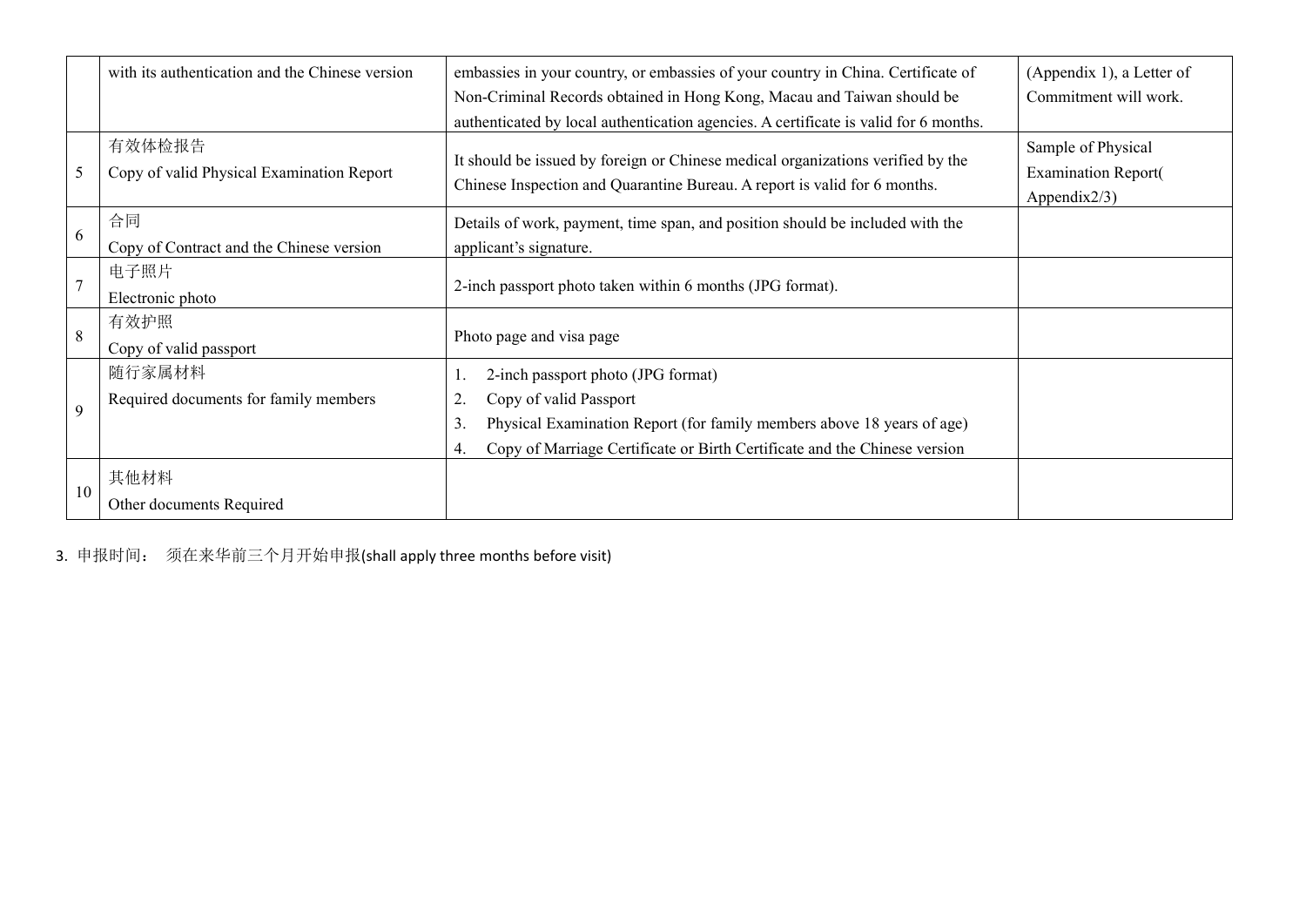| | | | |
|---|---|---|---|
| | with its authentication and the Chinese version | embassies in your country, or embassies of your country in China. Certificate of Non-Criminal Records obtained in Hong Kong, Macau and Taiwan should be authenticated by local authentication agencies. A certificate is valid for 6 months. | (Appendix 1), a Letter of Commitment will work. |
| 5 | 有效体检报告<br>Copy of valid Physical Examination Report | It should be issued by foreign or Chinese medical organizations verified by the Chinese Inspection and Quarantine Bureau. A report is valid for 6 months. | Sample of Physical Examination Report( Appendix2/3) |
| 6 | 合同<br>Copy of Contract and the Chinese version | Details of work, payment, time span, and position should be included with the applicant's signature. | |
| 7 | 电子照片<br>Electronic photo | 2-inch passport photo taken within 6 months (JPG format). | |
| 8 | 有效护照<br>Copy of valid passport | Photo page and visa page | |
| 9 | 随行家属材料<br>Required documents for family members | 1. 2-inch passport photo (JPG format)<br>2. Copy of valid Passport<br>3. Physical Examination Report (for family members above 18 years of age)<br>4. Copy of Marriage Certificate or Birth Certificate and the Chinese version | |
| 10 | 其他材料<br>Other documents Required | | |

3. 申报时间： 须在来华前三个月开始申报(shall apply three months before visit)